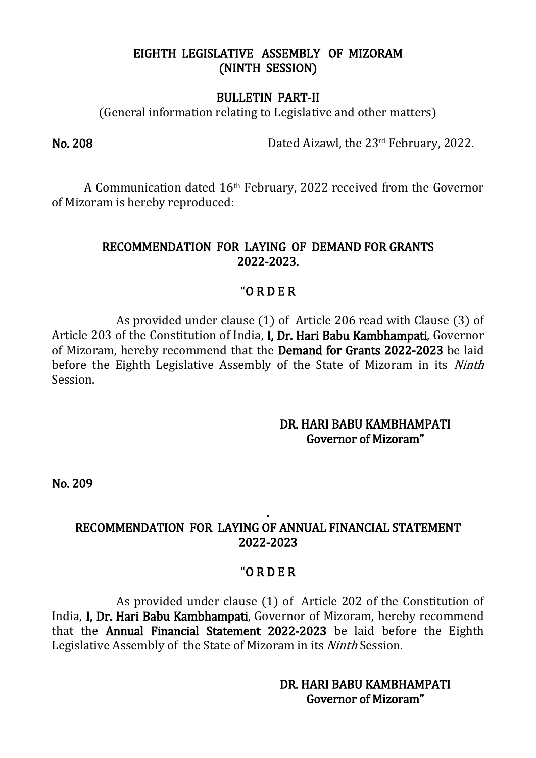# EIGHTH LEGISLATIVE ASSEMBLY OF MIZORAM
## (NINTH SESSION)

## BULLETIN PART-II

(General information relating to Legislative and other matters)

**No. 208** Dated Aizawl, the 23rd February, 2022.

A Communication dated 16th February, 2022 received from the Governor of Mizoram is hereby reproduced:

### RECOMMENDATION FOR LAYING OF DEMAND FOR GRANTS 2022-2023.

"O R D E R

As provided under clause (1) of Article 206 read with Clause (3) of Article 203 of the Constitution of India, **I, Dr. Hari Babu Kambhampati**, Governor of Mizoram, hereby recommend that the **Demand for Grants 2022-2023** be laid before the Eighth Legislative Assembly of the State of Mizoram in its *Ninth* Session.

DR. HARI BABU KAMBHAMPATI
Governor of Mizoram"

**No. 209**

### RECOMMENDATION FOR LAYING OF ANNUAL FINANCIAL STATEMENT 2022-2023

"O R D E R

As provided under clause (1) of Article 202 of the Constitution of India, **I, Dr. Hari Babu Kambhampati**, Governor of Mizoram, hereby recommend that the **Annual Financial Statement 2022-2023** be laid before the Eighth Legislative Assembly of the State of Mizoram in its *Ninth* Session.

DR. HARI BABU KAMBHAMPATI
Governor of Mizoram"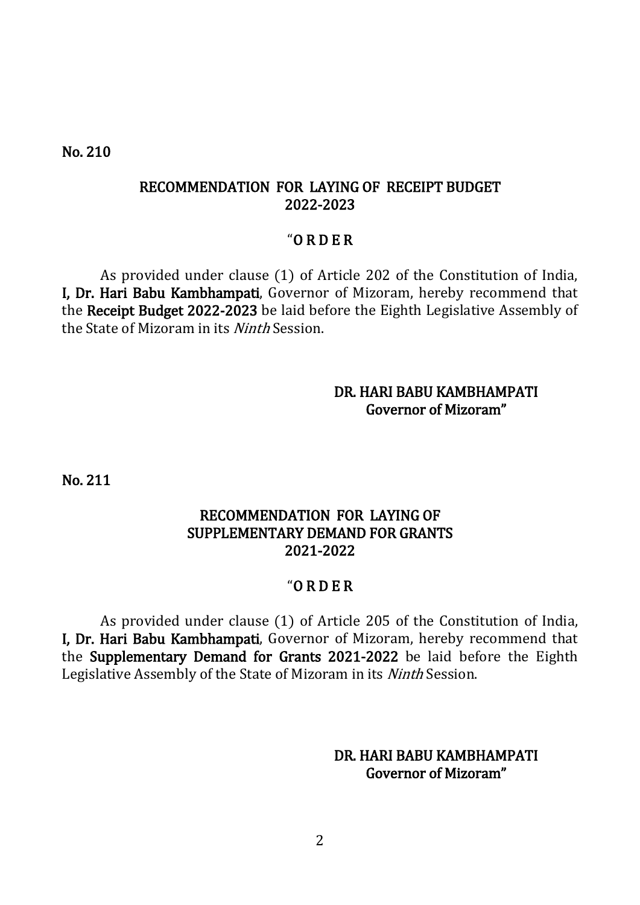No. 210

## RECOMMENDATION FOR LAYING OF RECEIPT BUDGET 2022-2023

“O R D E R

As provided under clause (1) of Article 202 of the Constitution of India, **I, Dr. Hari Babu Kambhampati**, Governor of Mizoram, hereby recommend that the **Receipt Budget 2022-2023** be laid before the Eighth Legislative Assembly of the State of Mizoram in its *Ninth* Session.

**DR. HARI BABU KAMBHAMPATI**
**Governor of Mizoram”**

No. 211

## RECOMMENDATION FOR LAYING OF SUPPLEMENTARY DEMAND FOR GRANTS 2021-2022

“O R D E R

As provided under clause (1) of Article 205 of the Constitution of India, **I, Dr. Hari Babu Kambhampati**, Governor of Mizoram, hereby recommend that the **Supplementary Demand for Grants 2021-2022** be laid before the Eighth Legislative Assembly of the State of Mizoram in its *Ninth* Session.

**DR. HARI BABU KAMBHAMPATI**
**Governor of Mizoram”**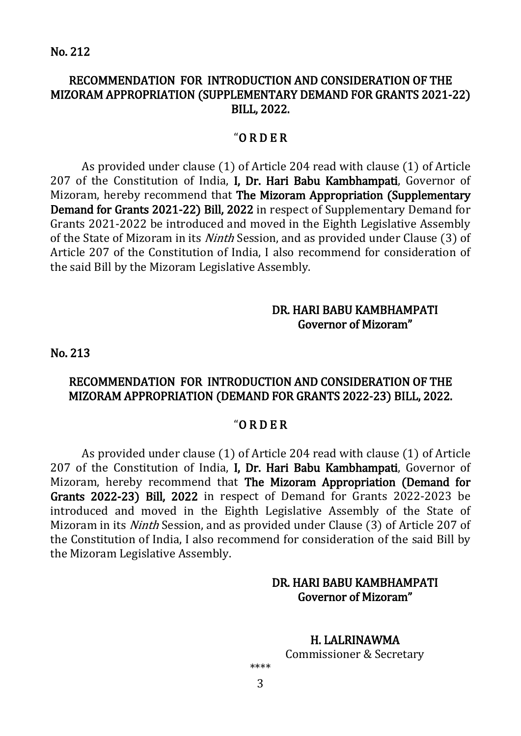No. 212

## RECOMMENDATION FOR INTRODUCTION AND CONSIDERATION OF THE MIZORAM APPROPRIATION (SUPPLEMENTARY DEMAND FOR GRANTS 2021-22) BILL, 2022.

"**O R D E R**

As provided under clause (1) of Article 204 read with clause (1) of Article 207 of the Constitution of India, **I, Dr. Hari Babu Kambhampati**, Governor of Mizoram, hereby recommend that **The Mizoram Appropriation (Supplementary Demand for Grants 2021-22) Bill, 2022** in respect of Supplementary Demand for Grants 2021-2022 be introduced and moved in the Eighth Legislative Assembly of the State of Mizoram in its *Ninth* Session, and as provided under Clause (3) of Article 207 of the Constitution of India, I also recommend for consideration of the said Bill by the Mizoram Legislative Assembly.

**DR. HARI BABU KAMBHAMPATI**
**Governor of Mizoram"**

No. 213

## RECOMMENDATION FOR INTRODUCTION AND CONSIDERATION OF THE MIZORAM APPROPRIATION (DEMAND FOR GRANTS 2022-23) BILL, 2022.

"**O R D E R**

As provided under clause (1) of Article 204 read with clause (1) of Article 207 of the Constitution of India, **I, Dr. Hari Babu Kambhampati**, Governor of Mizoram, hereby recommend that **The Mizoram Appropriation (Demand for Grants 2022-23) Bill, 2022** in respect of Demand for Grants 2022-2023 be introduced and moved in the Eighth Legislative Assembly of the State of Mizoram in its *Ninth* Session, and as provided under Clause (3) of Article 207 of the Constitution of India, I also recommend for consideration of the said Bill by the Mizoram Legislative Assembly.

**DR. HARI BABU KAMBHAMPATI**
**Governor of Mizoram"**

**H. LALRINAWMA**
Commissioner & Secretary

****